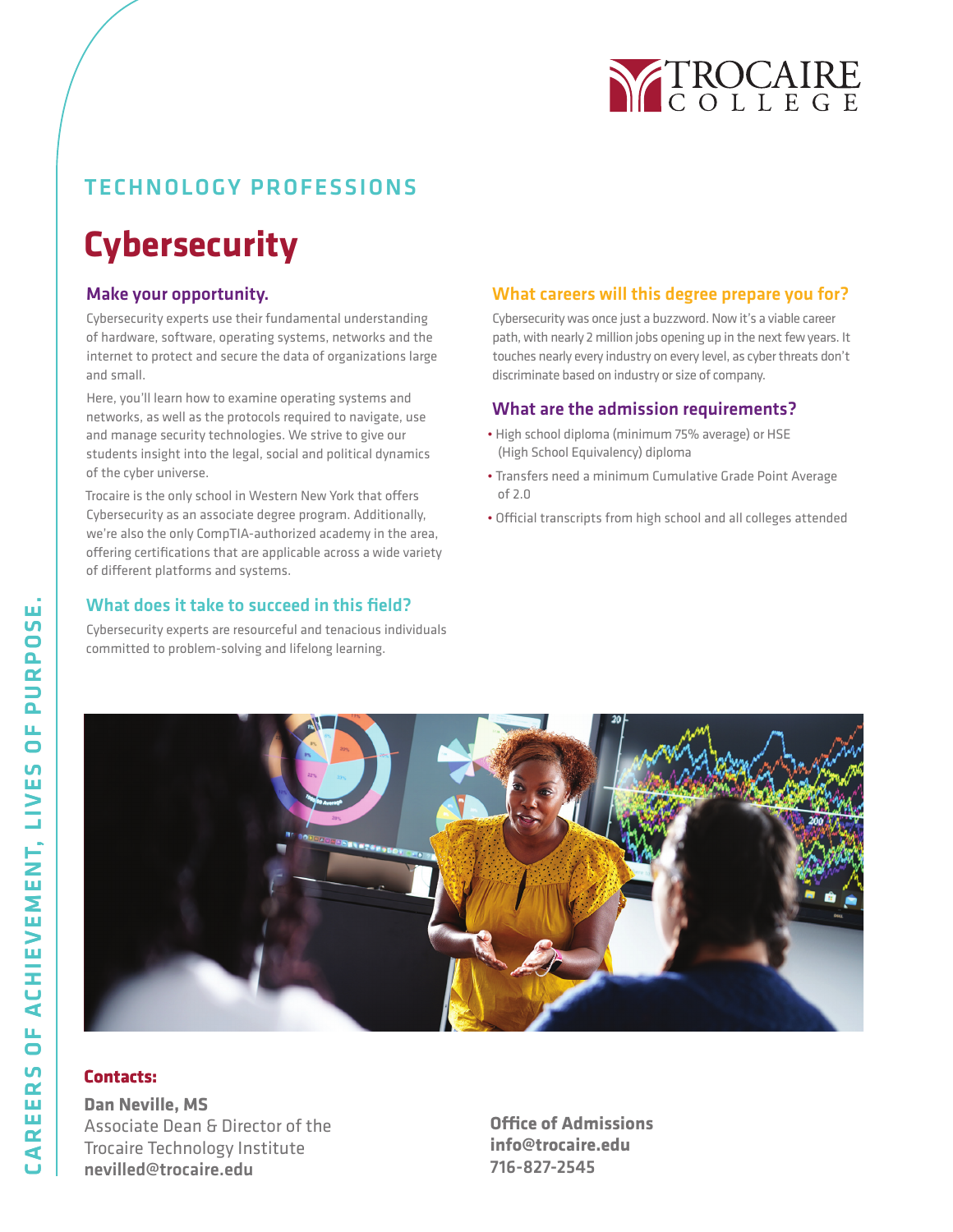TROCAIRE COLLEGE

TECHNOLOGY PROFESSIONS

# Cybersecurity

## Make your opportunity.

Cybersecurity experts use their fundamental understanding of hardware, software, operating systems, networks and the internet to protect and secure the data of organizations large and small.

Here, you'll learn how to examine operating systems and networks, as well as the protocols required to navigate, use and manage security technologies. We strive to give our students insight into the legal, social and political dynamics of the cyber universe.

Trocaire is the only school in Western New York that offers Cybersecurity as an associate degree program. Additionally, we're also the only CompTIA-authorized academy in the area, offering certifications that are applicable across a wide variety of different platforms and systems.

## What does it take to succeed in this field?

Cybersecurity experts are resourceful and tenacious individuals committed to problem-solving and lifelong learning.

## What careers will this degree prepare you for?

Cybersecurity was once just a buzzword. Now it's a viable career path, with nearly 2 million jobs opening up in the next few years. It touches nearly every industry on every level, as cyber threats don't discriminate based on industry or size of company.

## What are the admission requirements?

- High school diploma (minimum 75% average) or HSE (High School Equivalency) diploma
- Transfers need a minimum Cumulative Grade Point Average of 2.0
- Official transcripts from high school and all colleges attended

**Contacts:**

**Dan Neville, MS**
Associate Dean & Director of the Trocaire Technology Institute
**nevilled@trocaire.edu**

**Office of Admissions**
**info@trocaire.edu**
**716-827-2545**

CAREERS OF ACHIEVEMENT, LIVES OF PURPOSE.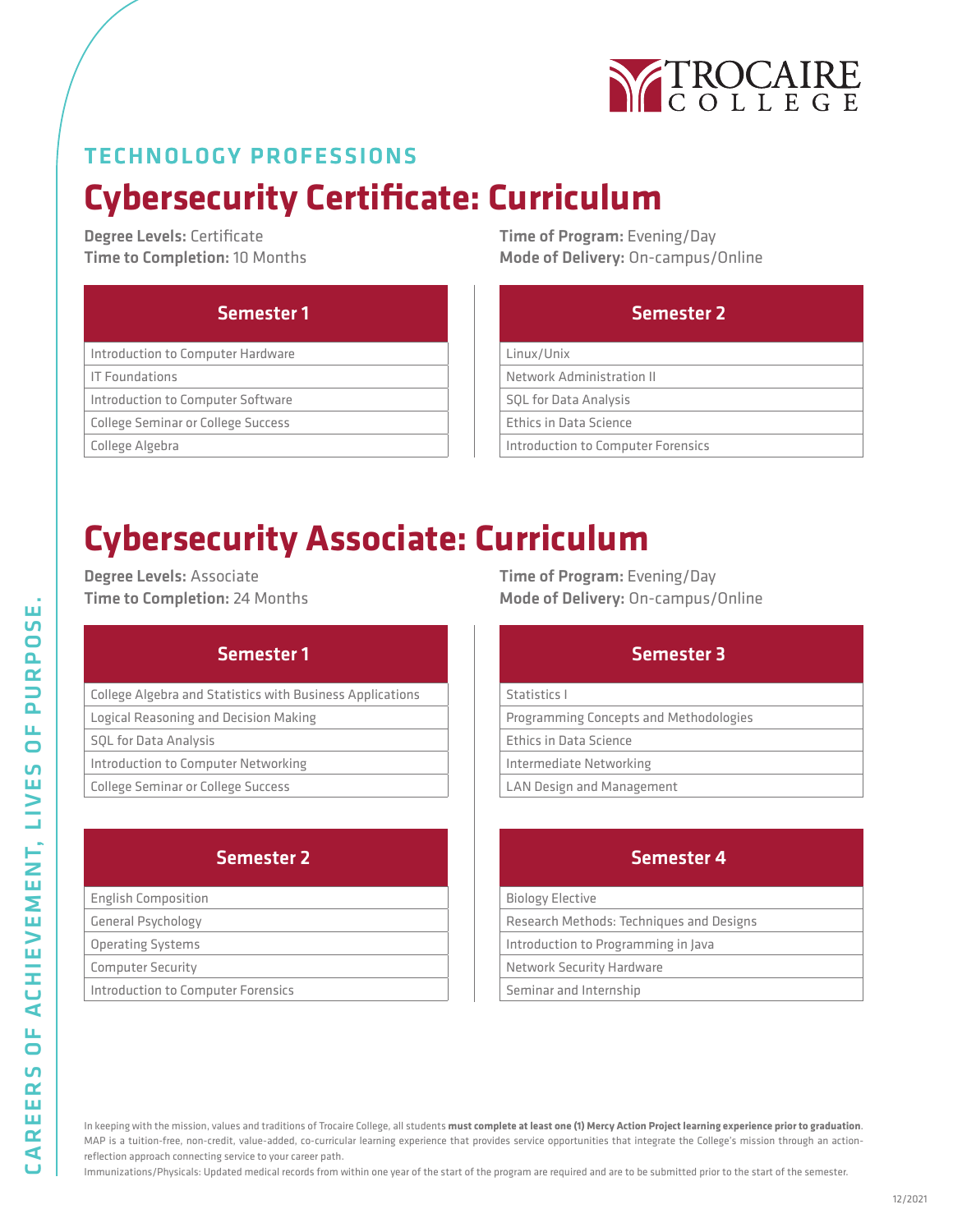TROCAIRE COLLEGE

## TECHNOLOGY PROFESSIONS

# Cybersecurity Certificate: Curriculum

**Degree Levels:** Certificate
**Time to Completion:** 10 Months

**Time of Program:** Evening/Day
**Mode of Delivery:** On-campus/Online

| Semester 1 |
| --- |
| Introduction to Computer Hardware |
| IT Foundations |
| Introduction to Computer Software |
| College Seminar or College Success |
| College Algebra |

| Semester 2 |
| --- |
| Linux/Unix |
| Network Administration II |
| SQL for Data Analysis |
| Ethics in Data Science |
| Introduction to Computer Forensics |

# Cybersecurity Associate: Curriculum

**Degree Levels:** Associate
**Time to Completion:** 24 Months

**Time of Program:** Evening/Day
**Mode of Delivery:** On-campus/Online

| Semester 1 |
| --- |
| College Algebra and Statistics with Business Applications |
| Logical Reasoning and Decision Making |
| SQL for Data Analysis |
| Introduction to Computer Networking |
| College Seminar or College Success |

| Semester 2 |
| --- |
| English Composition |
| General Psychology |
| Operating Systems |
| Computer Security |
| Introduction to Computer Forensics |

| Semester 3 |
| --- |
| Statistics I |
| Programming Concepts and Methodologies |
| Ethics in Data Science |
| Intermediate Networking |
| LAN Design and Management |

| Semester 4 |
| --- |
| Biology Elective |
| Research Methods: Techniques and Designs |
| Introduction to Programming in Java |
| Network Security Hardware |
| Seminar and Internship |

In keeping with the mission, values and traditions of Trocaire College, all students **must complete at least one (1) Mercy Action Project learning experience prior to graduation**. MAP is a tuition-free, non-credit, value-added, co-curricular learning experience that provides service opportunities that integrate the College's mission through an action-reflection approach connecting service to your career path.

Immunizations/Physicals: Updated medical records from within one year of the start of the program are required and are to be submitted prior to the start of the semester.

CAREERS OF ACHIEVEMENT, LIVES OF PURPOSE.

12/2021